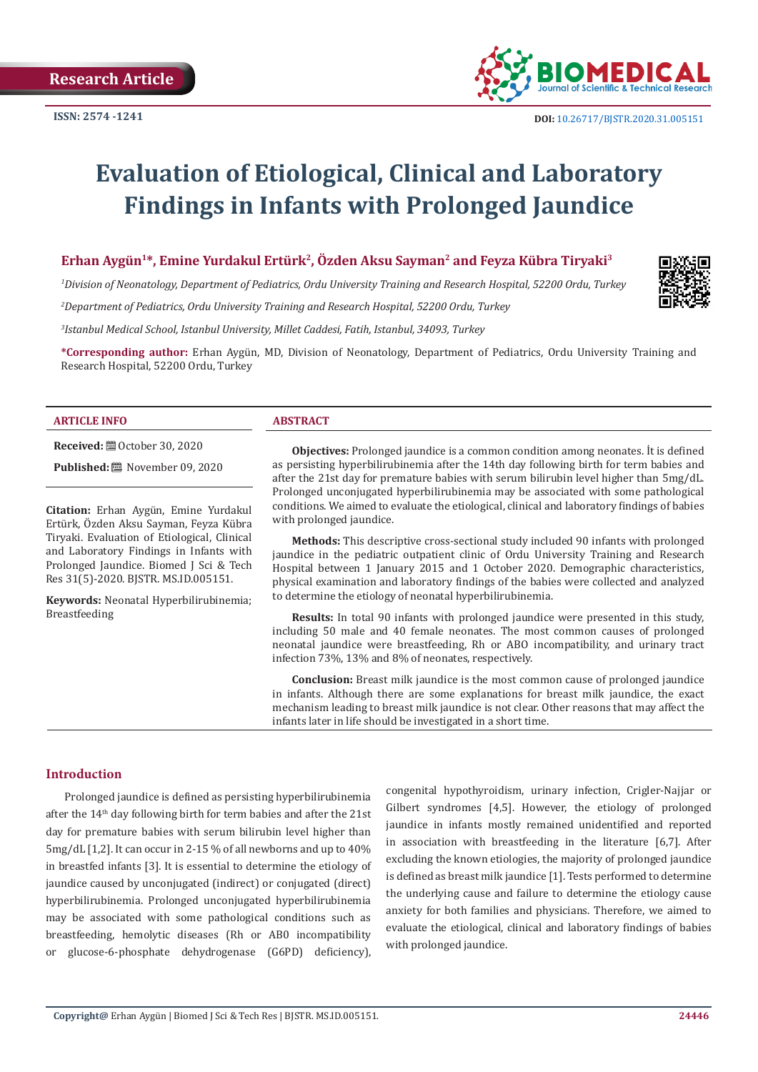Research Article

ISSN: 2574 -1241

DOI: 10.26717/BJSTR.2020.31.005151

# Evaluation of Etiological, Clinical and Laboratory Findings in Infants with Prolonged Jaundice

**Erhan Aygün[1]*, Emine Yurdakul Ertürk[2], Özden Aksu Sayman[2] and Feyza Kübra Tiryaki[3]**

[1]*Division of Neonatology, Department of Pediatrics, Ordu University Training and Research Hospital, 52200 Ordu, Turkey*

[2]*Department of Pediatrics, Ordu University Training and Research Hospital, 52200 Ordu, Turkey*

[3]*Istanbul Medical School, Istanbul University, Millet Caddesi, Fatih, Istanbul, 34093, Turkey*

**\*Corresponding author:** Erhan Aygün, MD, Division of Neonatology, Department of Pediatrics, Ordu University Training and Research Hospital, 52200 Ordu, Turkey

## ARTICLE INFO

**Received:** October 30, 2020

**Published:** November 09, 2020

**Citation:** Erhan Aygün, Emine Yurdakul Ertürk, Özden Aksu Sayman, Feyza Kübra Tiryaki. Evaluation of Etiological, Clinical and Laboratory Findings in Infants with Prolonged Jaundice. Biomed J Sci & Tech Res 31(5)-2020. BJSTR. MS.ID.005151.

**Keywords:** Neonatal Hyperbilirubinemia; Breastfeeding

## ABSTRACT

**Objectives:** Prolonged jaundice is a common condition among neonates. İt is defined as persisting hyperbilirubinemia after the 14th day following birth for term babies and after the 21st day for premature babies with serum bilirubin level higher than 5mg/dL. Prolonged unconjugated hyperbilirubinemia may be associated with some pathological conditions. We aimed to evaluate the etiological, clinical and laboratory findings of babies with prolonged jaundice.

**Methods:** This descriptive cross-sectional study included 90 infants with prolonged jaundice in the pediatric outpatient clinic of Ordu University Training and Research Hospital between 1 January 2015 and 1 October 2020. Demographic characteristics, physical examination and laboratory findings of the babies were collected and analyzed to determine the etiology of neonatal hyperbilirubinemia.

**Results:** In total 90 infants with prolonged jaundice were presented in this study, including 50 male and 40 female neonates. The most common causes of prolonged neonatal jaundice were breastfeeding, Rh or ABO incompatibility, and urinary tract infection 73%, 13% and 8% of neonates, respectively.

**Conclusion:** Breast milk jaundice is the most common cause of prolonged jaundice in infants. Although there are some explanations for breast milk jaundice, the exact mechanism leading to breast milk jaundice is not clear. Other reasons that may affect the infants later in life should be investigated in a short time.

## Introduction

Prolonged jaundice is defined as persisting hyperbilirubinemia after the 14[th] day following birth for term babies and after the 21st day for premature babies with serum bilirubin level higher than 5mg/dL [1,2]. It can occur in 2-15 % of all newborns and up to 40% in breastfed infants [3]. It is essential to determine the etiology of jaundice caused by unconjugated (indirect) or conjugated (direct) hyperbilirubinemia. Prolonged unconjugated hyperbilirubinemia may be associated with some pathological conditions such as breastfeeding, hemolytic diseases (Rh or AB0 incompatibility or glucose-6-phosphate dehydrogenase (G6PD) deficiency), congenital hypothyroidism, urinary infection, Crigler-Najjar or Gilbert syndromes [4,5]. However, the etiology of prolonged jaundice in infants mostly remained unidentified and reported in association with breastfeeding in the literature [6,7]. After excluding the known etiologies, the majority of prolonged jaundice is defined as breast milk jaundice [1]. Tests performed to determine the underlying cause and failure to determine the etiology cause anxiety for both families and physicians. Therefore, we aimed to evaluate the etiological, clinical and laboratory findings of babies with prolonged jaundice.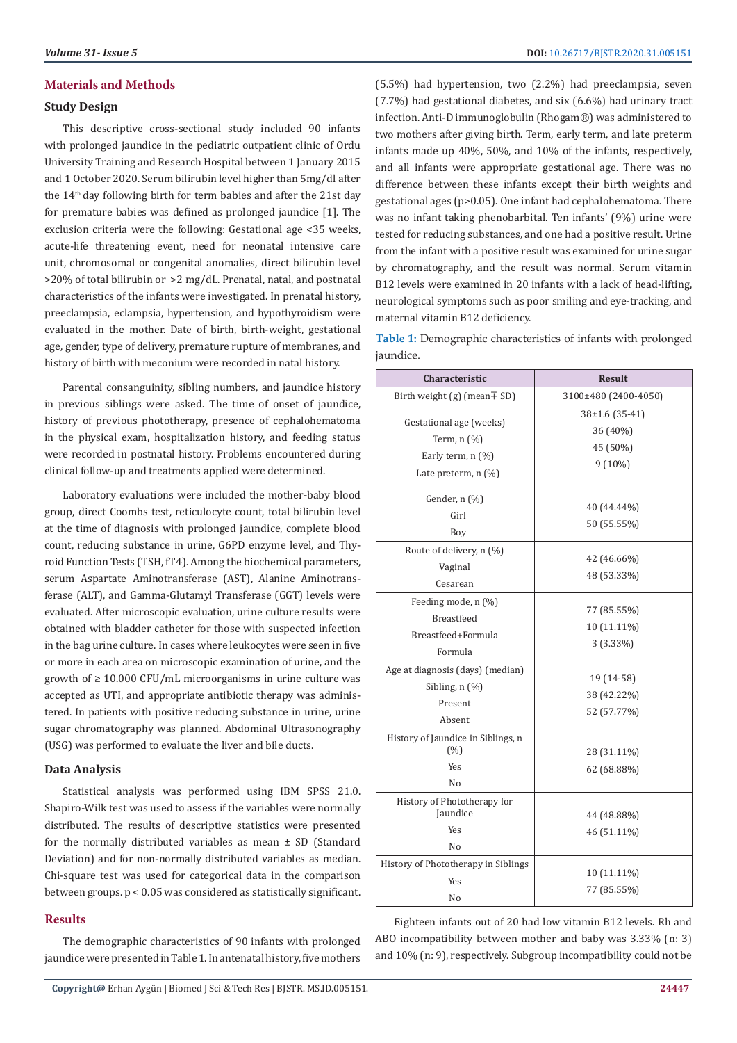## Materials and Methods

### Study Design

This descriptive cross-sectional study included 90 infants with prolonged jaundice in the pediatric outpatient clinic of Ordu University Training and Research Hospital between 1 January 2015 and 1 October 2020. Serum bilirubin level higher than 5mg/dl after the 14th day following birth for term babies and after the 21st day for premature babies was defined as prolonged jaundice [1]. The exclusion criteria were the following: Gestational age <35 weeks, acute-life threatening event, need for neonatal intensive care unit, chromosomal or congenital anomalies, direct bilirubin level >20% of total bilirubin or >2 mg/dL. Prenatal, natal, and postnatal characteristics of the infants were investigated. In prenatal history, preeclampsia, eclampsia, hypertension, and hypothyroidism were evaluated in the mother. Date of birth, birth-weight, gestational age, gender, type of delivery, premature rupture of membranes, and history of birth with meconium were recorded in natal history.

Parental consanguinity, sibling numbers, and jaundice history in previous siblings were asked. The time of onset of jaundice, history of previous phototherapy, presence of cephalohematoma in the physical exam, hospitalization history, and feeding status were recorded in postnatal history. Problems encountered during clinical follow-up and treatments applied were determined.

Laboratory evaluations were included the mother-baby blood group, direct Coombs test, reticulocyte count, total bilirubin level at the time of diagnosis with prolonged jaundice, complete blood count, reducing substance in urine, G6PD enzyme level, and Thyroid Function Tests (TSH, fT4). Among the biochemical parameters, serum Aspartate Aminotransferase (AST), Alanine Aminotransferase (ALT), and Gamma-Glutamyl Transferase (GGT) levels were evaluated. After microscopic evaluation, urine culture results were obtained with bladder catheter for those with suspected infection in the bag urine culture. In cases where leukocytes were seen in five or more in each area on microscopic examination of urine, and the growth of ≥ 10.000 CFU/mL microorganisms in urine culture was accepted as UTI, and appropriate antibiotic therapy was administered. In patients with positive reducing substance in urine, urine sugar chromatography was planned. Abdominal Ultrasonography (USG) was performed to evaluate the liver and bile ducts.

### Data Analysis

Statistical analysis was performed using IBM SPSS 21.0. Shapiro-Wilk test was used to assess if the variables were normally distributed. The results of descriptive statistics were presented for the normally distributed variables as mean ± SD (Standard Deviation) and for non-normally distributed variables as median. Chi-square test was used for categorical data in the comparison between groups. $p < 0.05$ was considered as statistically significant.

## Results

The demographic characteristics of 90 infants with prolonged jaundice were presented in Table 1. In antenatal history, five mothers (5.5%) had hypertension, two (2.2%) had preeclampsia, seven (7.7%) had gestational diabetes, and six (6.6%) had urinary tract infection. Anti-D immunoglobulin (Rhogam®) was administered to two mothers after giving birth. Term, early term, and late preterm infants made up 40%, 50%, and 10% of the infants, respectively, and all infants were appropriate gestational age. There was no difference between these infants except their birth weights and gestational ages ($p>0.05$). One infant had cephalohematoma. There was no infant taking phenobarbital. Ten infants' (9%) urine were tested for reducing substances, and one had a positive result. Urine from the infant with a positive result was examined for urine sugar by chromatography, and the result was normal. Serum vitamin B12 levels were examined in 20 infants with a lack of head-lifting, neurological symptoms such as poor smiling and eye-tracking, and maternal vitamin B12 deficiency.

**Table 1:** Demographic characteristics of infants with prolonged jaundice.

| Characteristic | Result |
|---|---|
| Birth weight (g) (mean∓ SD) | 3100±480 (2400-4050) |
| Gestational age (weeks) | 38±1.6 (35-41) |
| Term, n (%) | 36 (40%) |
| Early term, n (%) | 45 (50%) |
| Late preterm, n (%) | 9 (10%) |
| Gender, n (%) | |
| Girl | 40 (44.44%) |
| Boy | 50 (55.55%) |
| Route of delivery, n (%) | |
| Vaginal | 42 (46.66%) |
| Cesarean | 48 (53.33%) |
| Feeding mode, n (%) | |
| Breastfeed | 77 (85.55%) |
| Breastfeed+Formula | 10 (11.11%) |
| Formula | 3 (3.33%) |
| Age at diagnosis (days) (median) | 19 (14-58) |
| Sibling, n (%) | |
| Present | 38 (42.22%) |
| Absent | 52 (57.77%) |
| History of Jaundice in Siblings, n (%) | |
| Yes | 28 (31.11%) |
| No | 62 (68.88%) |
| History of Phototherapy for Jaundice | |
| Yes | 44 (48.88%) |
| No | 46 (51.11%) |
| History of Phototherapy in Siblings | |
| Yes | 10 (11.11%) |
| No | 77 (85.55%) |

Eighteen infants out of 20 had low vitamin B12 levels. Rh and ABO incompatibility between mother and baby was 3.33% (n: 3) and 10% (n: 9), respectively. Subgroup incompatibility could not be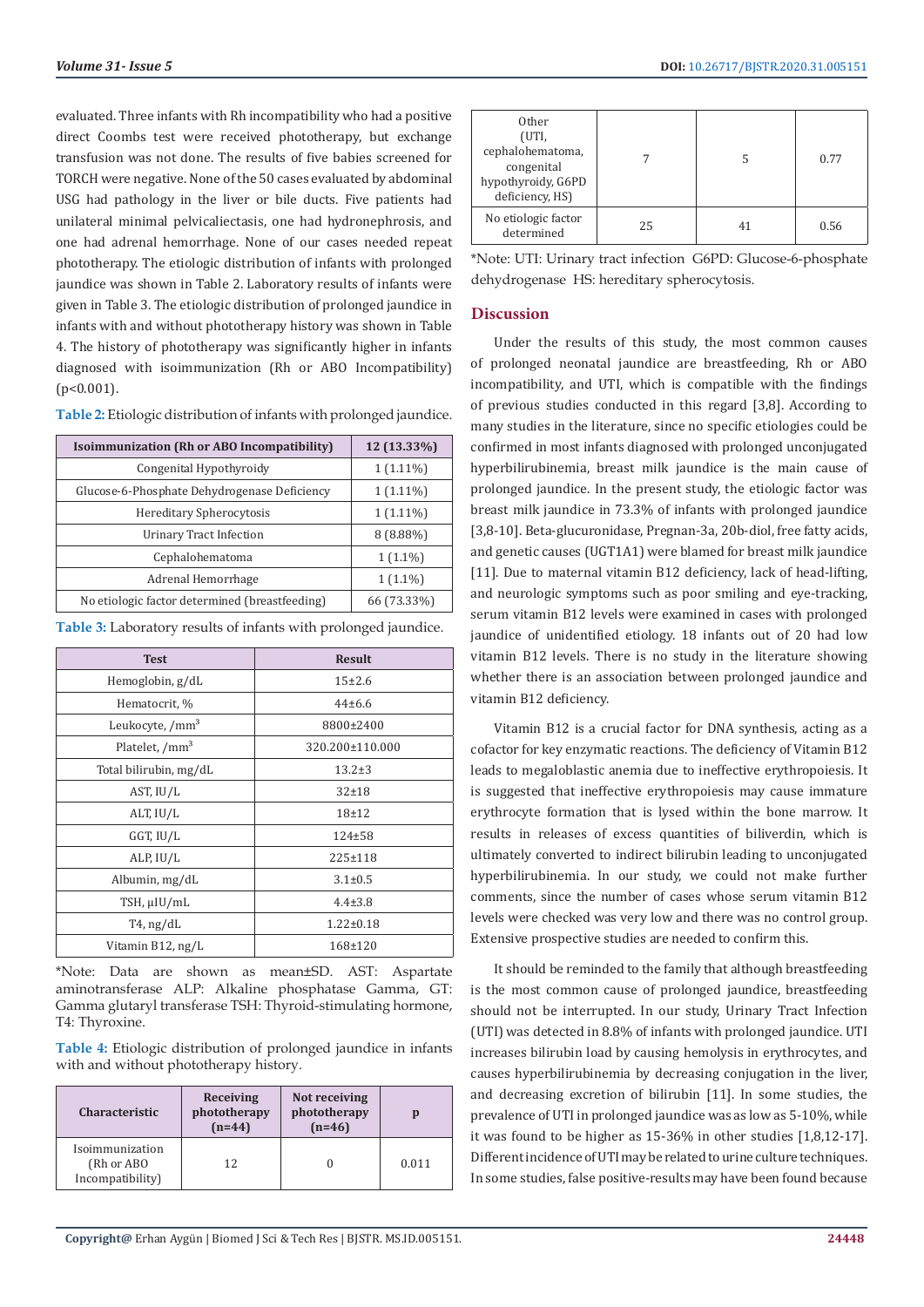evaluated. Three infants with Rh incompatibility who had a positive direct Coombs test were received phototherapy, but exchange transfusion was not done. The results of five babies screened for TORCH were negative. None of the 50 cases evaluated by abdominal USG had pathology in the liver or bile ducts. Five patients had unilateral minimal pelvicaliectasis, one had hydronephrosis, and one had adrenal hemorrhage. None of our cases needed repeat phototherapy. The etiologic distribution of infants with prolonged jaundice was shown in Table 2. Laboratory results of infants were given in Table 3. The etiologic distribution of prolonged jaundice in infants with and without phototherapy history was shown in Table 4. The history of phototherapy was significantly higher in infants diagnosed with isoimmunization (Rh or ABO Incompatibility) ($p<0.001$).

**Table 2:** Etiologic distribution of infants with prolonged jaundice.

| Isoimmunization (Rh or ABO Incompatibility) | 12 (13.33%) |
|---|---|
| Congenital Hypothyroidy | 1 (1.11%) |
| Glucose-6-Phosphate Dehydrogenase Deficiency | 1 (1.11%) |
| Hereditary Spherocytosis | 1 (1.11%) |
| Urinary Tract Infection | 8 (8.88%) |
| Cephalohematoma | 1 (1.1%) |
| Adrenal Hemorrhage | 1 (1.1%) |
| No etiologic factor determined (breastfeeding) | 66 (73.33%) |

**Table 3:** Laboratory results of infants with prolonged jaundice.

| Test | Result |
|---|---|
| Hemoglobin, g/dL | 15±2.6 |
| Hematocrit, % | 44±6.6 |
| Leukocyte, /mm$^3$ | 8800±2400 |
| Platelet, /mm$^3$ | 320.200±110.000 |
| Total bilirubin, mg/dL | 13.2±3 |
| AST, IU/L | 32±18 |
| ALT, IU/L | 18±12 |
| GGT, IU/L | 124±58 |
| ALP, IU/L | 225±118 |
| Albumin, mg/dL | 3.1±0.5 |
| TSH, µIU/mL | 4.4±3.8 |
| T4, ng/dL | 1.22±0.18 |
| Vitamin B12, ng/L | 168±120 |

*Note: Data are shown as mean±SD. AST: Aspartate aminotransferase ALP: Alkaline phosphatase Gamma, GT: Gamma glutaryl transferase TSH: Thyroid-stimulating hormone, T4: Thyroxine.

**Table 4:** Etiologic distribution of prolonged jaundice in infants with and without phototherapy history.

| Characteristic | Receiving phototherapy (n=44) | Not receiving phototherapy (n=46) | p |
|---|---|---|---|
| Isoimmunization (Rh or ABO Incompatibility) | 12 | 0 | 0.011 |
| Other (UTI, cephalohematoma, congenital hypothyroidy, G6PD deficiency, HS) | 7 | 5 | 0.77 |
| No etiologic factor determined | 25 | 41 | 0.56 |

*Note: UTI: Urinary tract infection G6PD: Glucose-6-phosphate dehydrogenase HS: hereditary spherocytosis.

## Discussion

Under the results of this study, the most common causes of prolonged neonatal jaundice are breastfeeding, Rh or ABO incompatibility, and UTI, which is compatible with the findings of previous studies conducted in this regard [3,8]. According to many studies in the literature, since no specific etiologies could be confirmed in most infants diagnosed with prolonged unconjugated hyperbilirubinemia, breast milk jaundice is the main cause of prolonged jaundice. In the present study, the etiologic factor was breast milk jaundice in 73.3% of infants with prolonged jaundice [3,8-10]. Beta-glucuronidase, Pregnan-3a, 20b-diol, free fatty acids, and genetic causes (UGT1A1) were blamed for breast milk jaundice [11]. Due to maternal vitamin B12 deficiency, lack of head-lifting, and neurologic symptoms such as poor smiling and eye-tracking, serum vitamin B12 levels were examined in cases with prolonged jaundice of unidentified etiology. 18 infants out of 20 had low vitamin B12 levels. There is no study in the literature showing whether there is an association between prolonged jaundice and vitamin B12 deficiency.

Vitamin B12 is a crucial factor for DNA synthesis, acting as a cofactor for key enzymatic reactions. The deficiency of Vitamin B12 leads to megaloblastic anemia due to ineffective erythropoiesis. It is suggested that ineffective erythropoiesis may cause immature erythrocyte formation that is lysed within the bone marrow. It results in releases of excess quantities of biliverdin, which is ultimately converted to indirect bilirubin leading to unconjugated hyperbilirubinemia. In our study, we could not make further comments, since the number of cases whose serum vitamin B12 levels were checked was very low and there was no control group. Extensive prospective studies are needed to confirm this.

It should be reminded to the family that although breastfeeding is the most common cause of prolonged jaundice, breastfeeding should not be interrupted. In our study, Urinary Tract Infection (UTI) was detected in 8.8% of infants with prolonged jaundice. UTI increases bilirubin load by causing hemolysis in erythrocytes, and causes hyperbilirubinemia by decreasing conjugation in the liver, and decreasing excretion of bilirubin [11]. In some studies, the prevalence of UTI in prolonged jaundice was as low as 5-10%, while it was found to be higher as 15-36% in other studies [1,8,12-17]. Different incidence of UTI may be related to urine culture techniques. In some studies, false positive-results may have been found because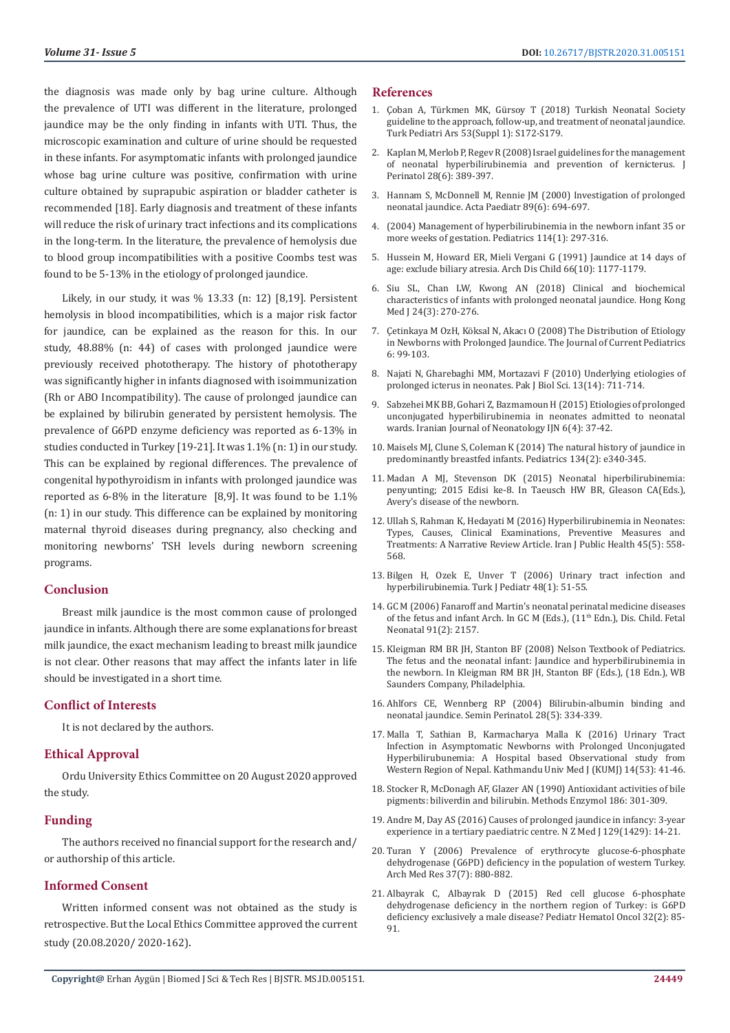the diagnosis was made only by bag urine culture. Although the prevalence of UTI was different in the literature, prolonged jaundice may be the only finding in infants with UTI. Thus, the microscopic examination and culture of urine should be requested in these infants. For asymptomatic infants with prolonged jaundice whose bag urine culture was positive, confirmation with urine culture obtained by suprapubic aspiration or bladder catheter is recommended [18]. Early diagnosis and treatment of these infants will reduce the risk of urinary tract infections and its complications in the long-term. In the literature, the prevalence of hemolysis due to blood group incompatibilities with a positive Coombs test was found to be 5-13% in the etiology of prolonged jaundice.

Likely, in our study, it was % 13.33 (n: 12) [8,19]. Persistent hemolysis in blood incompatibilities, which is a major risk factor for jaundice, can be explained as the reason for this. In our study, 48.88% (n: 44) of cases with prolonged jaundice were previously received phototherapy. The history of phototherapy was significantly higher in infants diagnosed with isoimmunization (Rh or ABO Incompatibility). The cause of prolonged jaundice can be explained by bilirubin generated by persistent hemolysis. The prevalence of G6PD enzyme deficiency was reported as 6-13% in studies conducted in Turkey [19-21]. It was 1.1% (n: 1) in our study. This can be explained by regional differences. The prevalence of congenital hypothyroidism in infants with prolonged jaundice was reported as 6-8% in the literature [8,9]. It was found to be 1.1% (n: 1) in our study. This difference can be explained by monitoring maternal thyroid diseases during pregnancy, also checking and monitoring newborns' TSH levels during newborn screening programs.

## Conclusion

Breast milk jaundice is the most common cause of prolonged jaundice in infants. Although there are some explanations for breast milk jaundice, the exact mechanism leading to breast milk jaundice is not clear. Other reasons that may affect the infants later in life should be investigated in a short time.

## Conflict of Interests

It is not declared by the authors.

## Ethical Approval

Ordu University Ethics Committee on 20 August 2020 approved the study.

## Funding

The authors received no financial support for the research and/or authorship of this article.

## Informed Consent

Written informed consent was not obtained as the study is retrospective. But the Local Ethics Committee approved the current study (20.08.2020/ 2020-162).

## References

1. Çoban A, Türkmen MK, Gürsoy T (2018) Turkish Neonatal Society guideline to the approach, follow-up, and treatment of neonatal jaundice. Turk Pediatri Ars 53(Suppl 1): S172-S179.
2. Kaplan M, Merlob P, Regev R (2008) Israel guidelines for the management of neonatal hyperbilirubinemia and prevention of kernicterus. J Perinatol 28(6): 389-397.
3. Hannam S, McDonnell M, Rennie JM (2000) Investigation of prolonged neonatal jaundice. Acta Paediatr 89(6): 694-697.
4. (2004) Management of hyperbilirubinemia in the newborn infant 35 or more weeks of gestation. Pediatrics 114(1): 297-316.
5. Hussein M, Howard ER, Mieli Vergani G (1991) Jaundice at 14 days of age: exclude biliary atresia. Arch Dis Child 66(10): 1177-1179.
6. Siu SL, Chan LW, Kwong AN (2018) Clinical and biochemical characteristics of infants with prolonged neonatal jaundice. Hong Kong Med J 24(3): 270-276.
7. Çetinkaya M OzH, Köksal N, Akacı O (2008) The Distribution of Etiology in Newborns with Prolonged Jaundice. The Journal of Current Pediatrics 6: 99-103.
8. Najati N, Gharebaghi MM, Mortazavi F (2010) Underlying etiologies of prolonged icterus in neonates. Pak J Biol Sci. 13(14): 711-714.
9. Sabzehei MK BB, Gohari Z, Bazmamoun H (2015) Etiologies of prolonged unconjugated hyperbilirubinemia in neonates admitted to neonatal wards. Iranian Journal of Neonatology IJN 6(4): 37-42.
10. Maisels MJ, Clune S, Coleman K (2014) The natural history of jaundice in predominantly breastfed infants. Pediatrics 134(2): e340-345.
11. Madan A MJ, Stevenson DK (2015) Neonatal hiperbilirubinemia: penyunting; 2015 Edisi ke-8. In Taeusch HW BR, Gleason CA(Eds.), Avery's disease of the newborn.
12. Ullah S, Rahman K, Hedayati M (2016) Hyperbilirubinemia in Neonates: Types, Causes, Clinical Examinations, Preventive Measures and Treatments: A Narrative Review Article. Iran J Public Health 45(5): 558-568.
13. Bilgen H, Ozek E, Unver T (2006) Urinary tract infection and hyperbilirubinemia. Turk J Pediatr 48(1): 51-55.
14. GC M (2006) Fanaroff and Martin's neonatal perinatal medicine diseases of the fetus and infant Arch. In GC M (Eds.), (11th Edn.), Dis. Child. Fetal Neonatal 91(2): 2157.
15. Kleigman RM BR JH, Stanton BF (2008) Nelson Textbook of Pediatrics. The fetus and the neonatal infant: Jaundice and hyperbilirubinemia in the newborn. In Kleigman RM BR JH, Stanton BF (Eds.), (18 Edn.), WB Saunders Company, Philadelphia.
16. Ahlfors CE, Wennberg RP (2004) Bilirubin-albumin binding and neonatal jaundice. Semin Perinatol. 28(5): 334-339.
17. Malla T, Sathian B, Karmacharya Malla K (2016) Urinary Tract Infection in Asymptomatic Newborns with Prolonged Unconjugated Hyperbilirubunemia: A Hospital based Observational study from Western Region of Nepal. Kathmandu Univ Med J (KUMJ) 14(53): 41-46.
18. Stocker R, McDonagh AF, Glazer AN (1990) Antioxidant activities of bile pigments: biliverdin and bilirubin. Methods Enzymol 186: 301-309.
19. Andre M, Day AS (2016) Causes of prolonged jaundice in infancy: 3-year experience in a tertiary paediatric centre. N Z Med J 129(1429): 14-21.
20. Turan Y (2006) Prevalence of erythrocyte glucose-6-phosphate dehydrogenase (G6PD) deficiency in the population of western Turkey. Arch Med Res 37(7): 880-882.
21. Albayrak C, Albayrak D (2015) Red cell glucose 6-phosphate dehydrogenase deficiency in the northern region of Turkey: is G6PD deficiency exclusively a male disease? Pediatr Hematol Oncol 32(2): 85-91.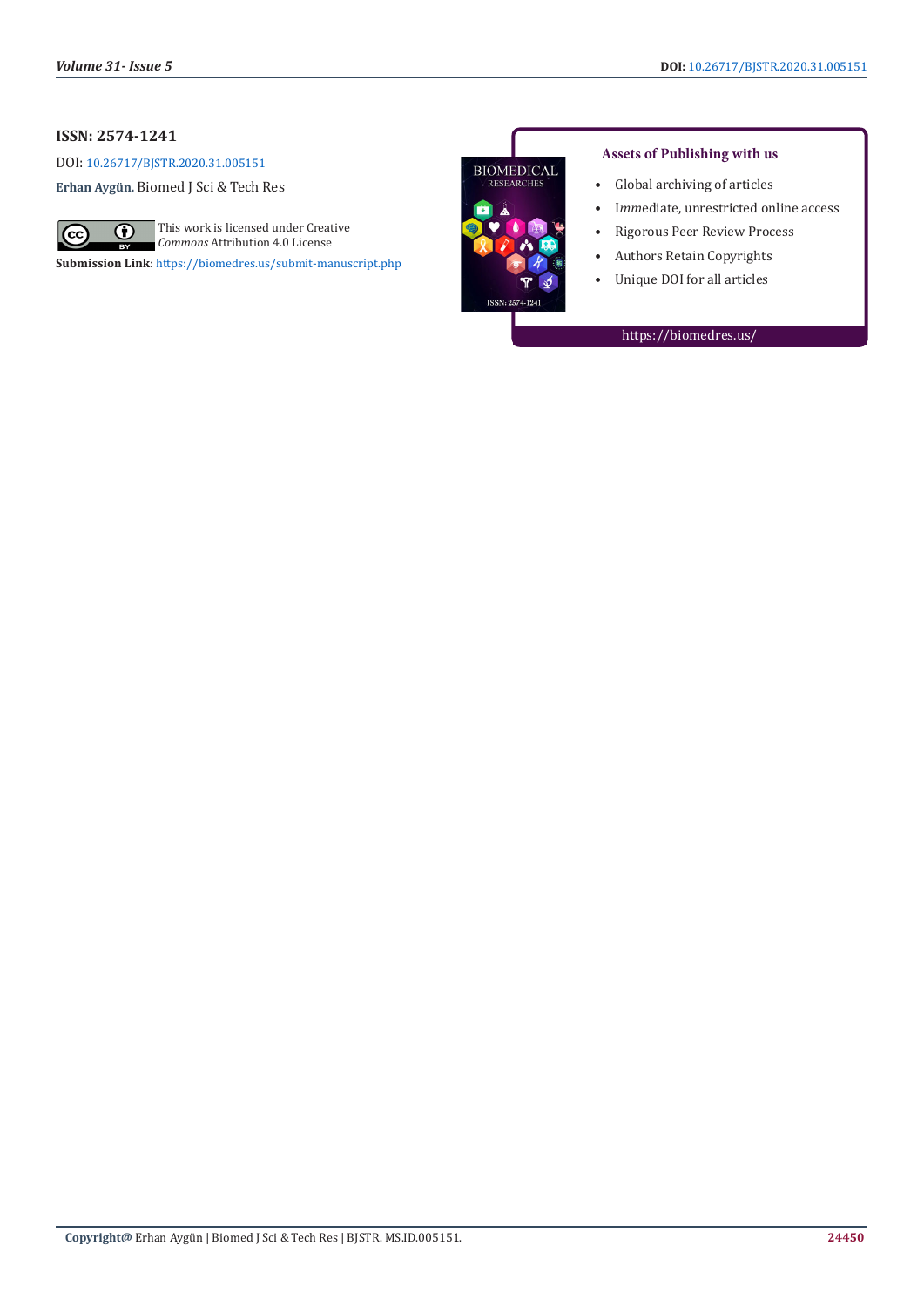**ISSN: 2574-1241**

DOI: 10.26717/BJSTR.2020.31.005151

**Erhan Aygün.** Biomed J Sci & Tech Res

This work is licensed under Creative *Commons* Attribution 4.0 License

**Submission Link**: https://biomedres.us/submit-manuscript.php

### Assets of Publishing with us

- Global archiving of articles
- Immediate, unrestricted online access
- Rigorous Peer Review Process
- Authors Retain Copyrights
- Unique DOI for all articles

https://biomedres.us/